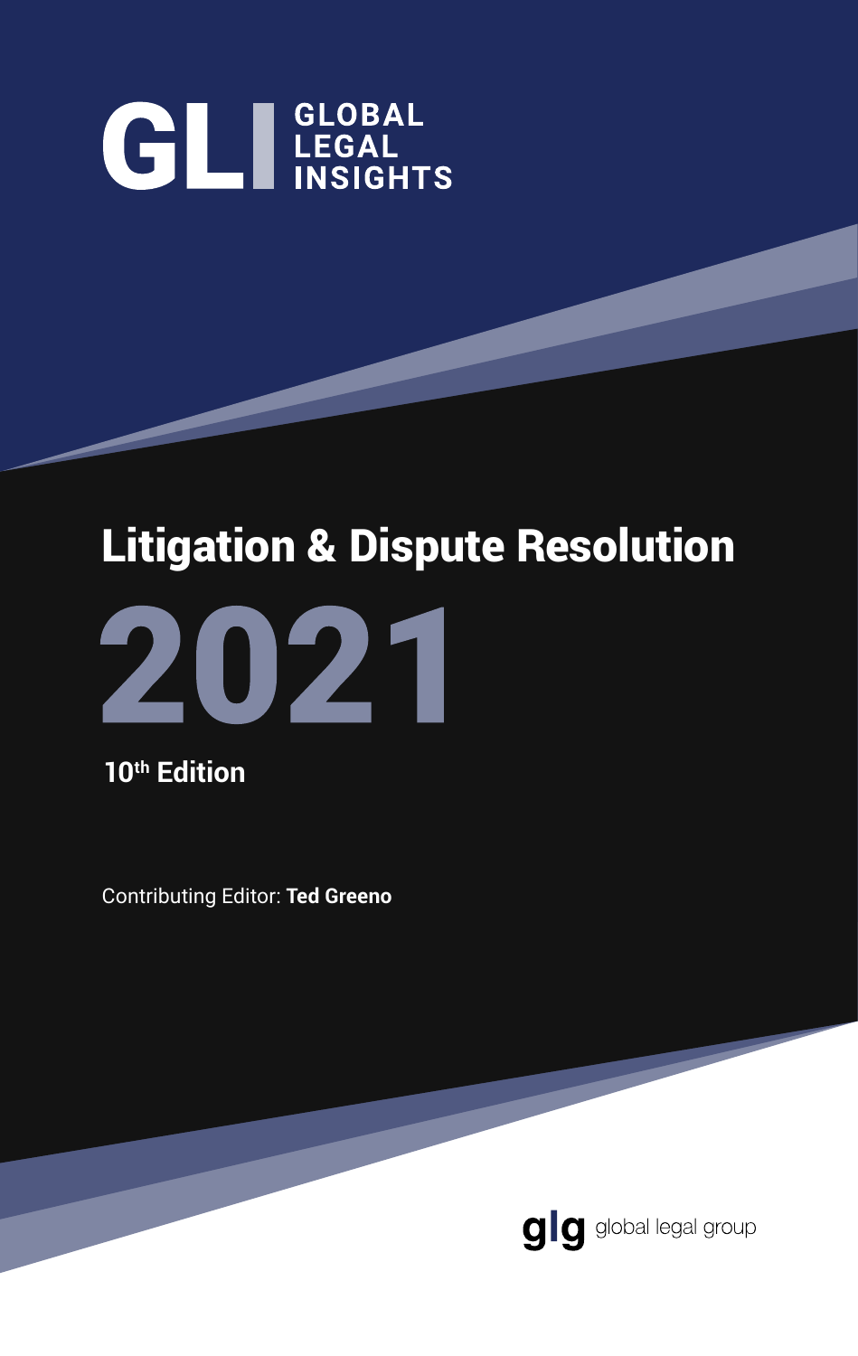GLI GLOBAL LEGAL INSIGHTS

# Litigation & Dispute Resolution

# 2021

**10th Edition**

Contributing Editor: **Ted Greeno**

glg global legal group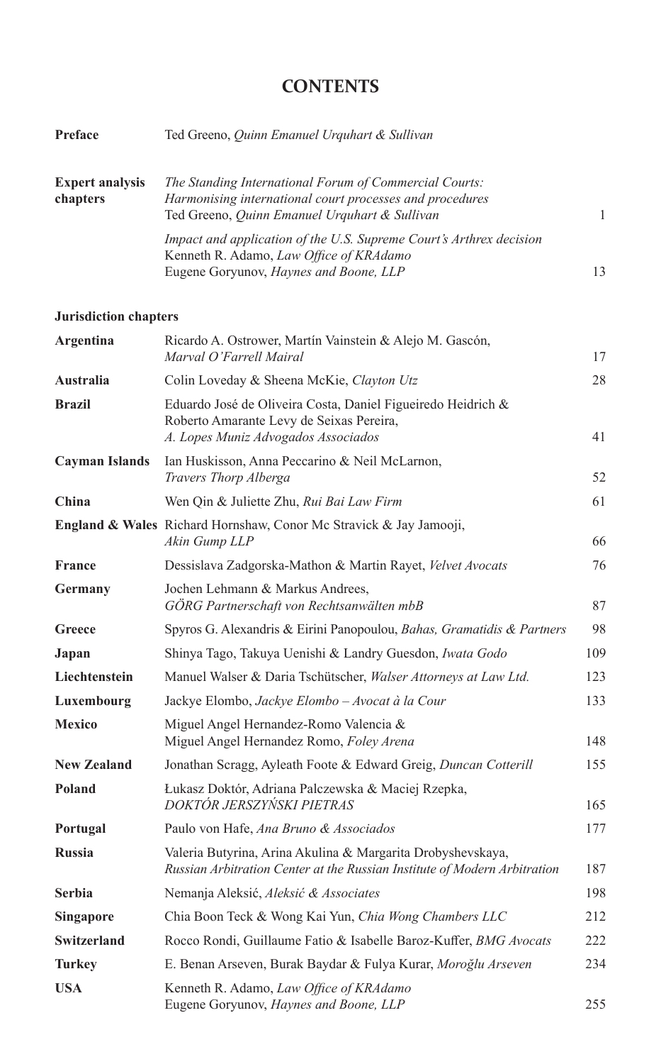# CONTENTS

| | | |
|---|---|---|
| **Preface** | Ted Greeno, *Quinn Emanuel Urquhart & Sullivan* | |
| **Expert analysis chapters** | *The Standing International Forum of Commercial Courts: Harmonising international court processes and procedures* Ted Greeno, *Quinn Emanuel Urquhart & Sullivan* | 1 |
| | *Impact and application of the U.S. Supreme Court's Arthrex decision* Kenneth R. Adamo, *Law Office of KRAdamo* Eugene Goryunov, *Haynes and Boone, LLP* | 13 |

**Jurisdiction chapters**

| | | |
|---|---|---|
| **Argentina** | Ricardo A. Ostrower, Martín Vainstein & Alejo M. Gascón, *Marval O'Farrell Mairal* | 17 |
| **Australia** | Colin Loveday & Sheena McKie, *Clayton Utz* | 28 |
| **Brazil** | Eduardo José de Oliveira Costa, Daniel Figueiredo Heidrich & Roberto Amarante Levy de Seixas Pereira, *A. Lopes Muniz Advogados Associados* | 41 |
| **Cayman Islands** | Ian Huskisson, Anna Peccarino & Neil McLarnon, *Travers Thorp Alberga* | 52 |
| **China** | Wen Qin & Juliette Zhu, *Rui Bai Law Firm* | 61 |
| **England & Wales** | Richard Hornshaw, Conor Mc Stravick & Jay Jamooji, *Akin Gump LLP* | 66 |
| **France** | Dessislava Zadgorska-Mathon & Martin Rayet, *Velvet Avocats* | 76 |
| **Germany** | Jochen Lehmann & Markus Andrees, *GÖRG Partnerschaft von Rechtsanwälten mbB* | 87 |
| **Greece** | Spyros G. Alexandris & Eirini Panopoulou, *Bahas, Gramatidis & Partners* | 98 |
| **Japan** | Shinya Tago, Takuya Uenishi & Landry Guesdon, *Iwata Godo* | 109 |
| **Liechtenstein** | Manuel Walser & Daria Tschütscher, *Walser Attorneys at Law Ltd.* | 123 |
| **Luxembourg** | Jackye Elombo, *Jackye Elombo – Avocat à la Cour* | 133 |
| **Mexico** | Miguel Angel Hernandez-Romo Valencia & Miguel Angel Hernandez Romo, *Foley Arena* | 148 |
| **New Zealand** | Jonathan Scragg, Ayleath Foote & Edward Greig, *Duncan Cotterill* | 155 |
| **Poland** | Łukasz Doktór, Adriana Palczewska & Maciej Rzepka, *DOKTÓR JERSZYŃSKI PIETRAS* | 165 |
| **Portugal** | Paulo von Hafe, *Ana Bruno & Associados* | 177 |
| **Russia** | Valeria Butyrina, Arina Akulina & Margarita Drobyshevskaya, *Russian Arbitration Center at the Russian Institute of Modern Arbitration* | 187 |
| **Serbia** | Nemanja Aleksić, *Aleksić & Associates* | 198 |
| **Singapore** | Chia Boon Teck & Wong Kai Yun, *Chia Wong Chambers LLC* | 212 |
| **Switzerland** | Rocco Rondi, Guillaume Fatio & Isabelle Baroz-Kuffer, *BMG Avocats* | 222 |
| **Turkey** | E. Benan Arseven, Burak Baydar & Fulya Kurar, *Moroğlu Arseven* | 234 |
| **USA** | Kenneth R. Adamo, *Law Office of KRAdamo* Eugene Goryunov, *Haynes and Boone, LLP* | 255 |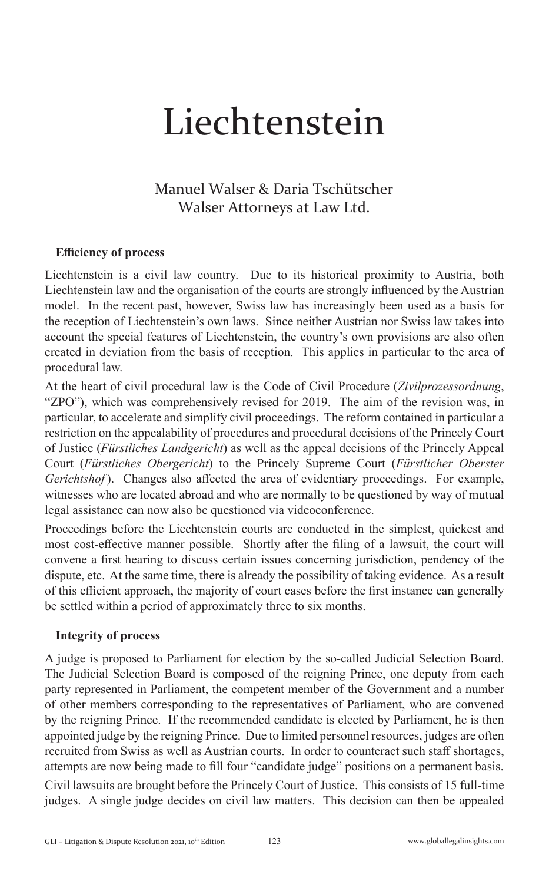# Liechtenstein

Manuel Walser & Daria Tschütscher
Walser Attorneys at Law Ltd.

### Efficiency of process

Liechtenstein is a civil law country. Due to its historical proximity to Austria, both Liechtenstein law and the organisation of the courts are strongly influenced by the Austrian model. In the recent past, however, Swiss law has increasingly been used as a basis for the reception of Liechtenstein's own laws. Since neither Austrian nor Swiss law takes into account the special features of Liechtenstein, the country's own provisions are also often created in deviation from the basis of reception. This applies in particular to the area of procedural law.

At the heart of civil procedural law is the Code of Civil Procedure (*Zivilprozessordnung*, "ZPO"), which was comprehensively revised for 2019. The aim of the revision was, in particular, to accelerate and simplify civil proceedings. The reform contained in particular a restriction on the appealability of procedures and procedural decisions of the Princely Court of Justice (*Fürstliches Landgericht*) as well as the appeal decisions of the Princely Appeal Court (*Fürstliches Obergericht*) to the Princely Supreme Court (*Fürstlicher Oberster Gerichtshof*). Changes also affected the area of evidentiary proceedings. For example, witnesses who are located abroad and who are normally to be questioned by way of mutual legal assistance can now also be questioned via videoconference.

Proceedings before the Liechtenstein courts are conducted in the simplest, quickest and most cost-effective manner possible. Shortly after the filing of a lawsuit, the court will convene a first hearing to discuss certain issues concerning jurisdiction, pendency of the dispute, etc. At the same time, there is already the possibility of taking evidence. As a result of this efficient approach, the majority of court cases before the first instance can generally be settled within a period of approximately three to six months.

### Integrity of process

A judge is proposed to Parliament for election by the so-called Judicial Selection Board. The Judicial Selection Board is composed of the reigning Prince, one deputy from each party represented in Parliament, the competent member of the Government and a number of other members corresponding to the representatives of Parliament, who are convened by the reigning Prince. If the recommended candidate is elected by Parliament, he is then appointed judge by the reigning Prince. Due to limited personnel resources, judges are often recruited from Swiss as well as Austrian courts. In order to counteract such staff shortages, attempts are now being made to fill four "candidate judge" positions on a permanent basis.

Civil lawsuits are brought before the Princely Court of Justice. This consists of 15 full-time judges. A single judge decides on civil law matters. This decision can then be appealed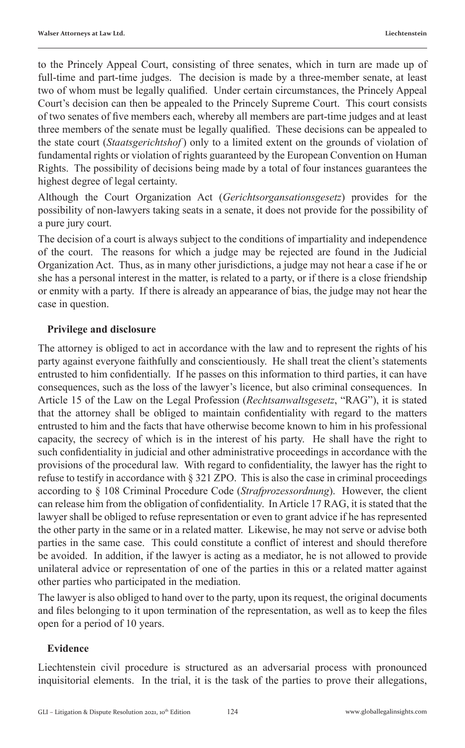to the Princely Appeal Court, consisting of three senates, which in turn are made up of full-time and part-time judges. The decision is made by a three-member senate, at least two of whom must be legally qualified. Under certain circumstances, the Princely Appeal Court's decision can then be appealed to the Princely Supreme Court. This court consists of two senates of five members each, whereby all members are part-time judges and at least three members of the senate must be legally qualified. These decisions can be appealed to the state court (*Staatsgerichtshof*) only to a limited extent on the grounds of violation of fundamental rights or violation of rights guaranteed by the European Convention on Human Rights. The possibility of decisions being made by a total of four instances guarantees the highest degree of legal certainty.

Although the Court Organization Act (*Gerichtsorgansationsgesetz*) provides for the possibility of non-lawyers taking seats in a senate, it does not provide for the possibility of a pure jury court.

The decision of a court is always subject to the conditions of impartiality and independence of the court. The reasons for which a judge may be rejected are found in the Judicial Organization Act. Thus, as in many other jurisdictions, a judge may not hear a case if he or she has a personal interest in the matter, is related to a party, or if there is a close friendship or enmity with a party. If there is already an appearance of bias, the judge may not hear the case in question.

## Privilege and disclosure

The attorney is obliged to act in accordance with the law and to represent the rights of his party against everyone faithfully and conscientiously. He shall treat the client's statements entrusted to him confidentially. If he passes on this information to third parties, it can have consequences, such as the loss of the lawyer's licence, but also criminal consequences. In Article 15 of the Law on the Legal Profession (*Rechtsanwaltsgesetz*, "RAG"), it is stated that the attorney shall be obliged to maintain confidentiality with regard to the matters entrusted to him and the facts that have otherwise become known to him in his professional capacity, the secrecy of which is in the interest of his party. He shall have the right to such confidentiality in judicial and other administrative proceedings in accordance with the provisions of the procedural law. With regard to confidentiality, the lawyer has the right to refuse to testify in accordance with § 321 ZPO. This is also the case in criminal proceedings according to § 108 Criminal Procedure Code (*Strafprozessordnung*). However, the client can release him from the obligation of confidentiality. In Article 17 RAG, it is stated that the lawyer shall be obliged to refuse representation or even to grant advice if he has represented the other party in the same or in a related matter. Likewise, he may not serve or advise both parties in the same case. This could constitute a conflict of interest and should therefore be avoided. In addition, if the lawyer is acting as a mediator, he is not allowed to provide unilateral advice or representation of one of the parties in this or a related matter against other parties who participated in the mediation.

The lawyer is also obliged to hand over to the party, upon its request, the original documents and files belonging to it upon termination of the representation, as well as to keep the files open for a period of 10 years.

## Evidence

Liechtenstein civil procedure is structured as an adversarial process with pronounced inquisitorial elements. In the trial, it is the task of the parties to prove their allegations,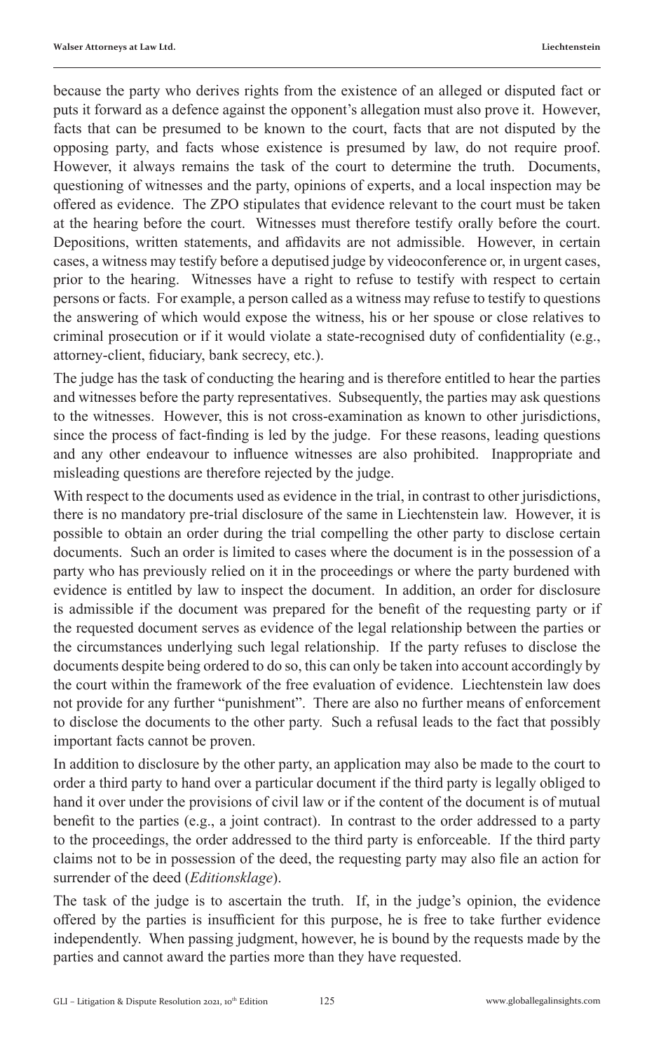because the party who derives rights from the existence of an alleged or disputed fact or puts it forward as a defence against the opponent's allegation must also prove it. However, facts that can be presumed to be known to the court, facts that are not disputed by the opposing party, and facts whose existence is presumed by law, do not require proof. However, it always remains the task of the court to determine the truth. Documents, questioning of witnesses and the party, opinions of experts, and a local inspection may be offered as evidence. The ZPO stipulates that evidence relevant to the court must be taken at the hearing before the court. Witnesses must therefore testify orally before the court. Depositions, written statements, and affidavits are not admissible. However, in certain cases, a witness may testify before a deputised judge by videoconference or, in urgent cases, prior to the hearing. Witnesses have a right to refuse to testify with respect to certain persons or facts. For example, a person called as a witness may refuse to testify to questions the answering of which would expose the witness, his or her spouse or close relatives to criminal prosecution or if it would violate a state-recognised duty of confidentiality (e.g., attorney-client, fiduciary, bank secrecy, etc.).

The judge has the task of conducting the hearing and is therefore entitled to hear the parties and witnesses before the party representatives. Subsequently, the parties may ask questions to the witnesses. However, this is not cross-examination as known to other jurisdictions, since the process of fact-finding is led by the judge. For these reasons, leading questions and any other endeavour to influence witnesses are also prohibited. Inappropriate and misleading questions are therefore rejected by the judge.

With respect to the documents used as evidence in the trial, in contrast to other jurisdictions, there is no mandatory pre-trial disclosure of the same in Liechtenstein law. However, it is possible to obtain an order during the trial compelling the other party to disclose certain documents. Such an order is limited to cases where the document is in the possession of a party who has previously relied on it in the proceedings or where the party burdened with evidence is entitled by law to inspect the document. In addition, an order for disclosure is admissible if the document was prepared for the benefit of the requesting party or if the requested document serves as evidence of the legal relationship between the parties or the circumstances underlying such legal relationship. If the party refuses to disclose the documents despite being ordered to do so, this can only be taken into account accordingly by the court within the framework of the free evaluation of evidence. Liechtenstein law does not provide for any further "punishment". There are also no further means of enforcement to disclose the documents to the other party. Such a refusal leads to the fact that possibly important facts cannot be proven.

In addition to disclosure by the other party, an application may also be made to the court to order a third party to hand over a particular document if the third party is legally obliged to hand it over under the provisions of civil law or if the content of the document is of mutual benefit to the parties (e.g., a joint contract). In contrast to the order addressed to a party to the proceedings, the order addressed to the third party is enforceable. If the third party claims not to be in possession of the deed, the requesting party may also file an action for surrender of the deed (*Editionsklage*).

The task of the judge is to ascertain the truth. If, in the judge's opinion, the evidence offered by the parties is insufficient for this purpose, he is free to take further evidence independently. When passing judgment, however, he is bound by the requests made by the parties and cannot award the parties more than they have requested.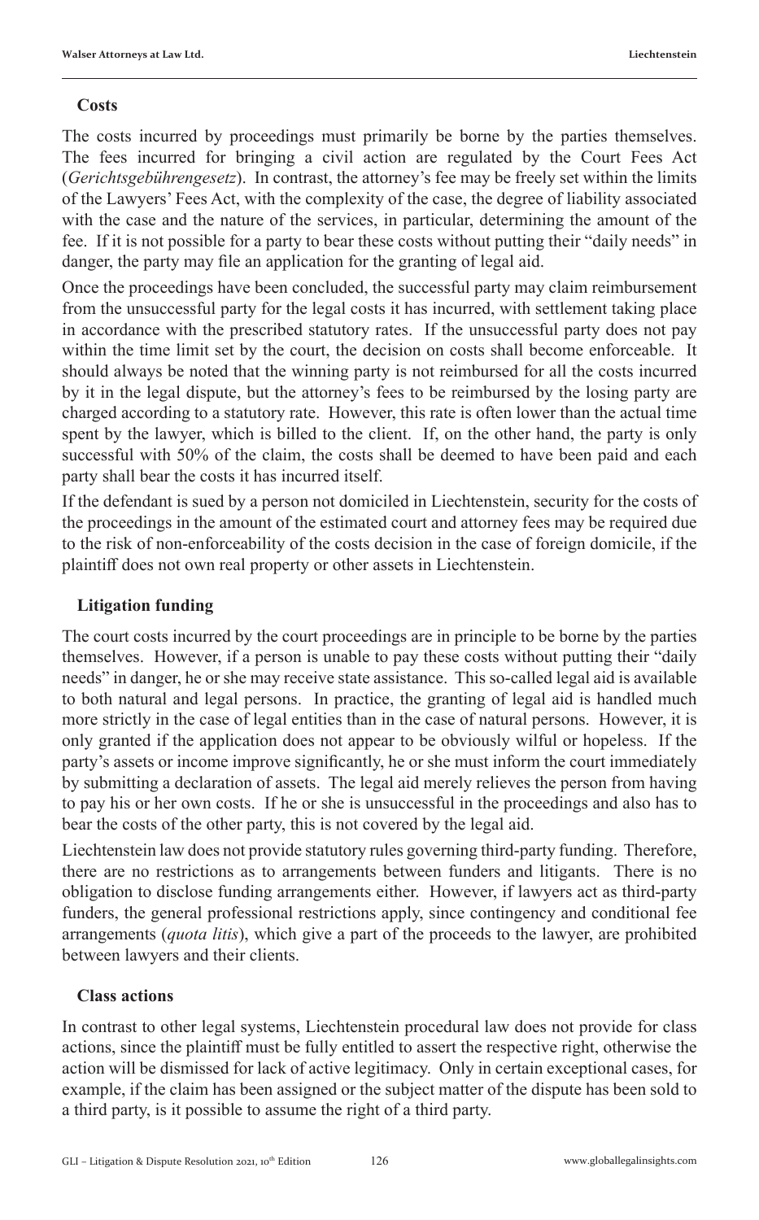### Costs

The costs incurred by proceedings must primarily be borne by the parties themselves. The fees incurred for bringing a civil action are regulated by the Court Fees Act (*Gerichtsgebührengesetz*). In contrast, the attorney's fee may be freely set within the limits of the Lawyers' Fees Act, with the complexity of the case, the degree of liability associated with the case and the nature of the services, in particular, determining the amount of the fee. If it is not possible for a party to bear these costs without putting their "daily needs" in danger, the party may file an application for the granting of legal aid.

Once the proceedings have been concluded, the successful party may claim reimbursement from the unsuccessful party for the legal costs it has incurred, with settlement taking place in accordance with the prescribed statutory rates. If the unsuccessful party does not pay within the time limit set by the court, the decision on costs shall become enforceable. It should always be noted that the winning party is not reimbursed for all the costs incurred by it in the legal dispute, but the attorney's fees to be reimbursed by the losing party are charged according to a statutory rate. However, this rate is often lower than the actual time spent by the lawyer, which is billed to the client. If, on the other hand, the party is only successful with 50% of the claim, the costs shall be deemed to have been paid and each party shall bear the costs it has incurred itself.

If the defendant is sued by a person not domiciled in Liechtenstein, security for the costs of the proceedings in the amount of the estimated court and attorney fees may be required due to the risk of non-enforceability of the costs decision in the case of foreign domicile, if the plaintiff does not own real property or other assets in Liechtenstein.

### Litigation funding

The court costs incurred by the court proceedings are in principle to be borne by the parties themselves. However, if a person is unable to pay these costs without putting their "daily needs" in danger, he or she may receive state assistance. This so-called legal aid is available to both natural and legal persons. In practice, the granting of legal aid is handled much more strictly in the case of legal entities than in the case of natural persons. However, it is only granted if the application does not appear to be obviously wilful or hopeless. If the party's assets or income improve significantly, he or she must inform the court immediately by submitting a declaration of assets. The legal aid merely relieves the person from having to pay his or her own costs. If he or she is unsuccessful in the proceedings and also has to bear the costs of the other party, this is not covered by the legal aid.

Liechtenstein law does not provide statutory rules governing third-party funding. Therefore, there are no restrictions as to arrangements between funders and litigants. There is no obligation to disclose funding arrangements either. However, if lawyers act as third-party funders, the general professional restrictions apply, since contingency and conditional fee arrangements (*quota litis*), which give a part of the proceeds to the lawyer, are prohibited between lawyers and their clients.

### Class actions

In contrast to other legal systems, Liechtenstein procedural law does not provide for class actions, since the plaintiff must be fully entitled to assert the respective right, otherwise the action will be dismissed for lack of active legitimacy. Only in certain exceptional cases, for example, if the claim has been assigned or the subject matter of the dispute has been sold to a third party, is it possible to assume the right of a third party.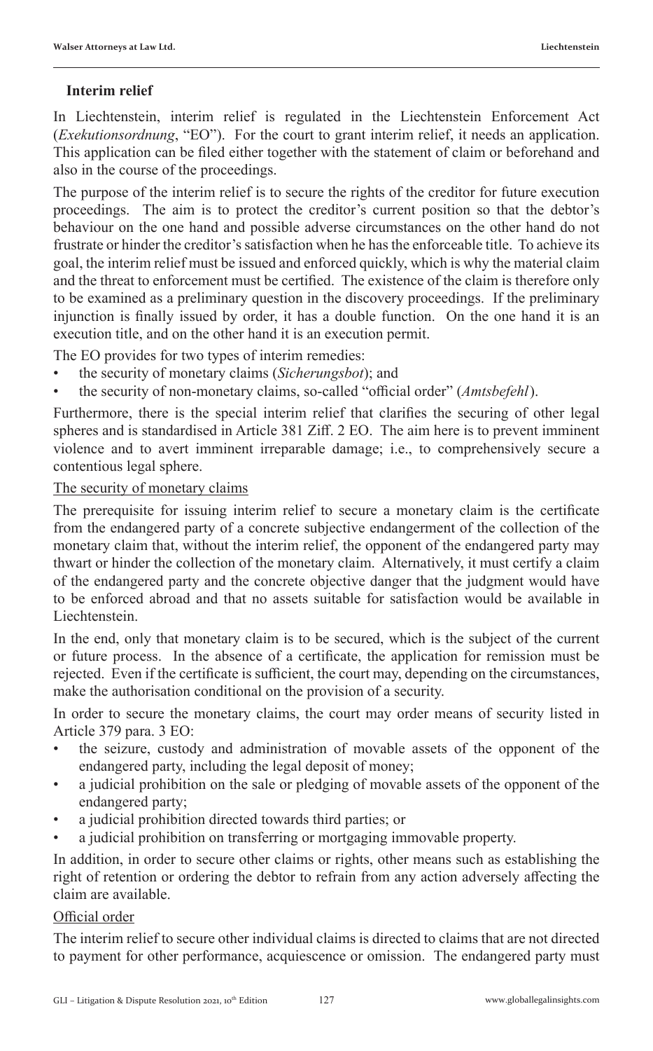## Interim relief

In Liechtenstein, interim relief is regulated in the Liechtenstein Enforcement Act (*Exekutionsordnung*, "EO"). For the court to grant interim relief, it needs an application. This application can be filed either together with the statement of claim or beforehand and also in the course of the proceedings.

The purpose of the interim relief is to secure the rights of the creditor for future execution proceedings. The aim is to protect the creditor's current position so that the debtor's behaviour on the one hand and possible adverse circumstances on the other hand do not frustrate or hinder the creditor's satisfaction when he has the enforceable title. To achieve its goal, the interim relief must be issued and enforced quickly, which is why the material claim and the threat to enforcement must be certified. The existence of the claim is therefore only to be examined as a preliminary question in the discovery proceedings. If the preliminary injunction is finally issued by order, it has a double function. On the one hand it is an execution title, and on the other hand it is an execution permit.

The EO provides for two types of interim remedies:

- the security of monetary claims (*Sicherungsbot*); and
- the security of non-monetary claims, so-called "official order" (*Amtsbefehl*).

Furthermore, there is the special interim relief that clarifies the securing of other legal spheres and is standardised in Article 381 Ziff. 2 EO. The aim here is to prevent imminent violence and to avert imminent irreparable damage; i.e., to comprehensively secure a contentious legal sphere.

### The security of monetary claims

The prerequisite for issuing interim relief to secure a monetary claim is the certificate from the endangered party of a concrete subjective endangerment of the collection of the monetary claim that, without the interim relief, the opponent of the endangered party may thwart or hinder the collection of the monetary claim. Alternatively, it must certify a claim of the endangered party and the concrete objective danger that the judgment would have to be enforced abroad and that no assets suitable for satisfaction would be available in Liechtenstein.

In the end, only that monetary claim is to be secured, which is the subject of the current or future process. In the absence of a certificate, the application for remission must be rejected. Even if the certificate is sufficient, the court may, depending on the circumstances, make the authorisation conditional on the provision of a security.

In order to secure the monetary claims, the court may order means of security listed in Article 379 para. 3 EO:

- the seizure, custody and administration of movable assets of the opponent of the endangered party, including the legal deposit of money;
- a judicial prohibition on the sale or pledging of movable assets of the opponent of the endangered party;
- a judicial prohibition directed towards third parties; or
- a judicial prohibition on transferring or mortgaging immovable property.

In addition, in order to secure other claims or rights, other means such as establishing the right of retention or ordering the debtor to refrain from any action adversely affecting the claim are available.

### Official order

The interim relief to secure other individual claims is directed to claims that are not directed to payment for other performance, acquiescence or omission. The endangered party must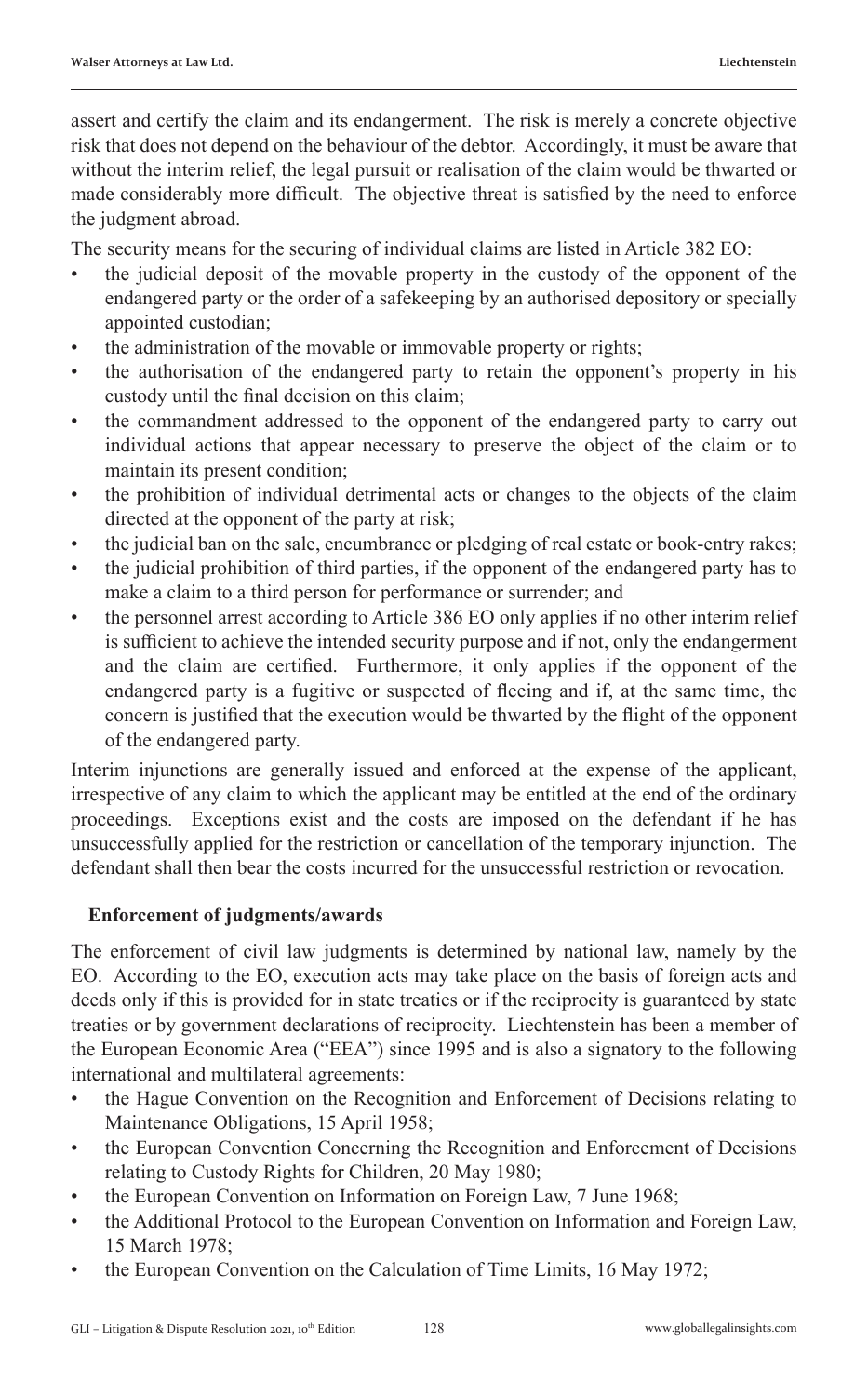assert and certify the claim and its endangerment. The risk is merely a concrete objective risk that does not depend on the behaviour of the debtor. Accordingly, it must be aware that without the interim relief, the legal pursuit or realisation of the claim would be thwarted or made considerably more difficult. The objective threat is satisfied by the need to enforce the judgment abroad.

The security means for the securing of individual claims are listed in Article 382 EO:

- the judicial deposit of the movable property in the custody of the opponent of the endangered party or the order of a safekeeping by an authorised depository or specially appointed custodian;
- the administration of the movable or immovable property or rights;
- the authorisation of the endangered party to retain the opponent's property in his custody until the final decision on this claim;
- the commandment addressed to the opponent of the endangered party to carry out individual actions that appear necessary to preserve the object of the claim or to maintain its present condition;
- the prohibition of individual detrimental acts or changes to the objects of the claim directed at the opponent of the party at risk;
- the judicial ban on the sale, encumbrance or pledging of real estate or book-entry rakes;
- the judicial prohibition of third parties, if the opponent of the endangered party has to make a claim to a third person for performance or surrender; and
- the personnel arrest according to Article 386 EO only applies if no other interim relief is sufficient to achieve the intended security purpose and if not, only the endangerment and the claim are certified. Furthermore, it only applies if the opponent of the endangered party is a fugitive or suspected of fleeing and if, at the same time, the concern is justified that the execution would be thwarted by the flight of the opponent of the endangered party.

Interim injunctions are generally issued and enforced at the expense of the applicant, irrespective of any claim to which the applicant may be entitled at the end of the ordinary proceedings. Exceptions exist and the costs are imposed on the defendant if he has unsuccessfully applied for the restriction or cancellation of the temporary injunction. The defendant shall then bear the costs incurred for the unsuccessful restriction or revocation.

## Enforcement of judgments/awards

The enforcement of civil law judgments is determined by national law, namely by the EO. According to the EO, execution acts may take place on the basis of foreign acts and deeds only if this is provided for in state treaties or if the reciprocity is guaranteed by state treaties or by government declarations of reciprocity. Liechtenstein has been a member of the European Economic Area ("EEA") since 1995 and is also a signatory to the following international and multilateral agreements:

- the Hague Convention on the Recognition and Enforcement of Decisions relating to Maintenance Obligations, 15 April 1958;
- the European Convention Concerning the Recognition and Enforcement of Decisions relating to Custody Rights for Children, 20 May 1980;
- the European Convention on Information on Foreign Law, 7 June 1968;
- the Additional Protocol to the European Convention on Information and Foreign Law, 15 March 1978;
- the European Convention on the Calculation of Time Limits, 16 May 1972;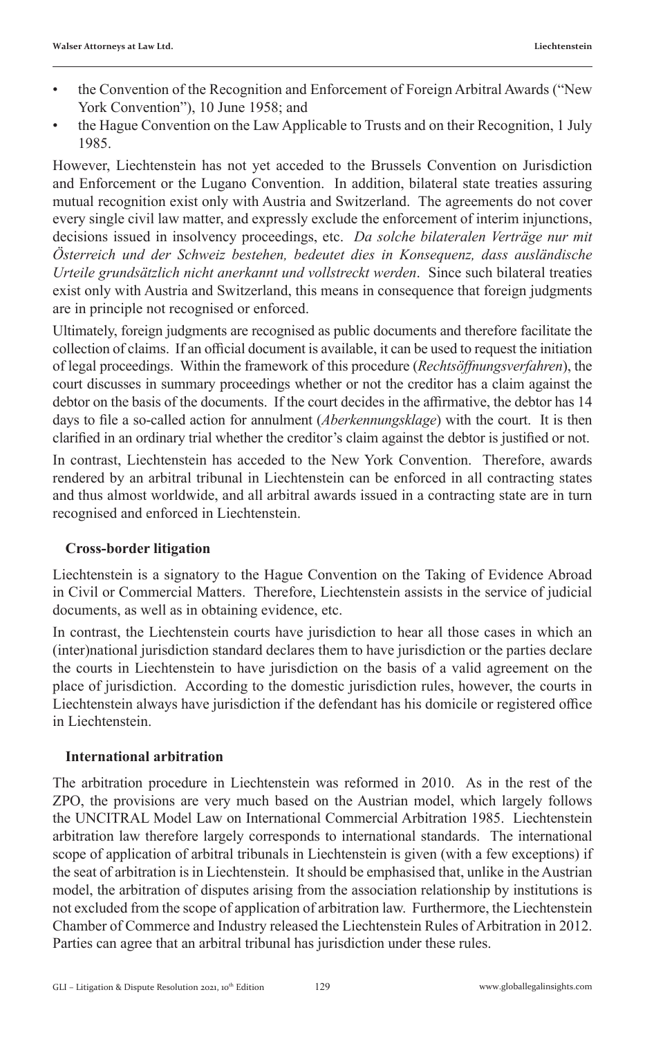- the Convention of the Recognition and Enforcement of Foreign Arbitral Awards ("New York Convention"), 10 June 1958; and
- the Hague Convention on the Law Applicable to Trusts and on their Recognition, 1 July 1985.

However, Liechtenstein has not yet acceded to the Brussels Convention on Jurisdiction and Enforcement or the Lugano Convention. In addition, bilateral state treaties assuring mutual recognition exist only with Austria and Switzerland. The agreements do not cover every single civil law matter, and expressly exclude the enforcement of interim injunctions, decisions issued in insolvency proceedings, etc. *Da solche bilateralen Verträge nur mit Österreich und der Schweiz bestehen, bedeutet dies in Konsequenz, dass ausländische Urteile grundsätzlich nicht anerkannt und vollstreckt werden*. Since such bilateral treaties exist only with Austria and Switzerland, this means in consequence that foreign judgments are in principle not recognised or enforced.

Ultimately, foreign judgments are recognised as public documents and therefore facilitate the collection of claims. If an official document is available, it can be used to request the initiation of legal proceedings. Within the framework of this procedure (*Rechtsöffnungsverfahren*), the court discusses in summary proceedings whether or not the creditor has a claim against the debtor on the basis of the documents. If the court decides in the affirmative, the debtor has 14 days to file a so-called action for annulment (*Aberkennungsklage*) with the court. It is then clarified in an ordinary trial whether the creditor's claim against the debtor is justified or not.

In contrast, Liechtenstein has acceded to the New York Convention. Therefore, awards rendered by an arbitral tribunal in Liechtenstein can be enforced in all contracting states and thus almost worldwide, and all arbitral awards issued in a contracting state are in turn recognised and enforced in Liechtenstein.

## Cross-border litigation

Liechtenstein is a signatory to the Hague Convention on the Taking of Evidence Abroad in Civil or Commercial Matters. Therefore, Liechtenstein assists in the service of judicial documents, as well as in obtaining evidence, etc.

In contrast, the Liechtenstein courts have jurisdiction to hear all those cases in which an (inter)national jurisdiction standard declares them to have jurisdiction or the parties declare the courts in Liechtenstein to have jurisdiction on the basis of a valid agreement on the place of jurisdiction. According to the domestic jurisdiction rules, however, the courts in Liechtenstein always have jurisdiction if the defendant has his domicile or registered office in Liechtenstein.

## International arbitration

The arbitration procedure in Liechtenstein was reformed in 2010. As in the rest of the ZPO, the provisions are very much based on the Austrian model, which largely follows the UNCITRAL Model Law on International Commercial Arbitration 1985. Liechtenstein arbitration law therefore largely corresponds to international standards. The international scope of application of arbitral tribunals in Liechtenstein is given (with a few exceptions) if the seat of arbitration is in Liechtenstein. It should be emphasised that, unlike in the Austrian model, the arbitration of disputes arising from the association relationship by institutions is not excluded from the scope of application of arbitration law. Furthermore, the Liechtenstein Chamber of Commerce and Industry released the Liechtenstein Rules of Arbitration in 2012. Parties can agree that an arbitral tribunal has jurisdiction under these rules.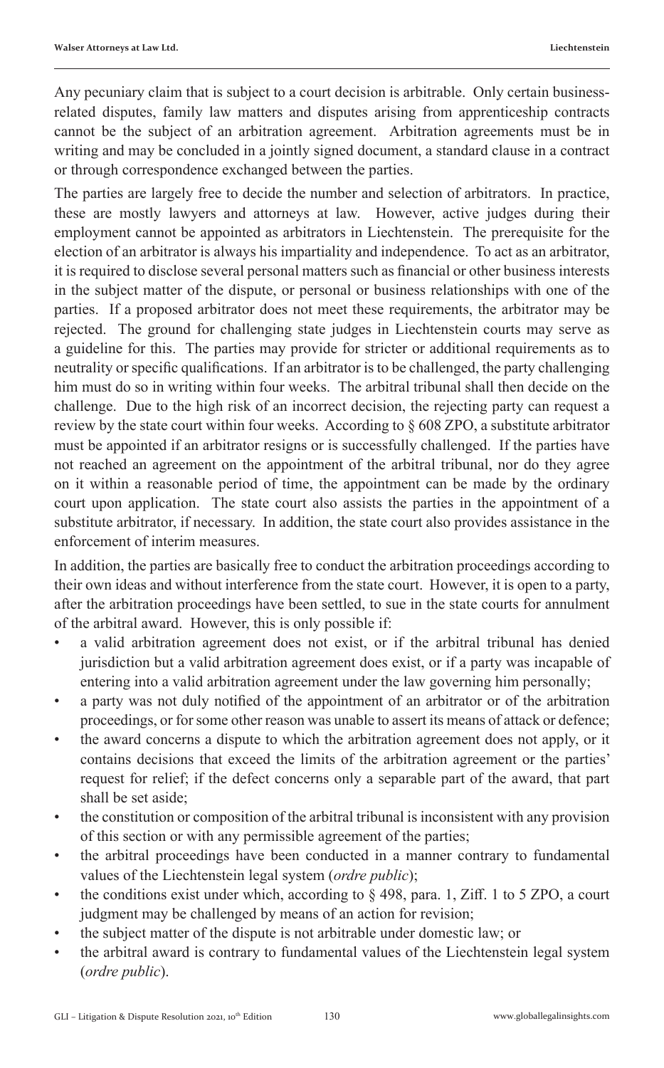Any pecuniary claim that is subject to a court decision is arbitrable. Only certain business-related disputes, family law matters and disputes arising from apprenticeship contracts cannot be the subject of an arbitration agreement. Arbitration agreements must be in writing and may be concluded in a jointly signed document, a standard clause in a contract or through correspondence exchanged between the parties.

The parties are largely free to decide the number and selection of arbitrators. In practice, these are mostly lawyers and attorneys at law. However, active judges during their employment cannot be appointed as arbitrators in Liechtenstein. The prerequisite for the election of an arbitrator is always his impartiality and independence. To act as an arbitrator, it is required to disclose several personal matters such as financial or other business interests in the subject matter of the dispute, or personal or business relationships with one of the parties. If a proposed arbitrator does not meet these requirements, the arbitrator may be rejected. The ground for challenging state judges in Liechtenstein courts may serve as a guideline for this. The parties may provide for stricter or additional requirements as to neutrality or specific qualifications. If an arbitrator is to be challenged, the party challenging him must do so in writing within four weeks. The arbitral tribunal shall then decide on the challenge. Due to the high risk of an incorrect decision, the rejecting party can request a review by the state court within four weeks. According to § 608 ZPO, a substitute arbitrator must be appointed if an arbitrator resigns or is successfully challenged. If the parties have not reached an agreement on the appointment of the arbitral tribunal, nor do they agree on it within a reasonable period of time, the appointment can be made by the ordinary court upon application. The state court also assists the parties in the appointment of a substitute arbitrator, if necessary. In addition, the state court also provides assistance in the enforcement of interim measures.

In addition, the parties are basically free to conduct the arbitration proceedings according to their own ideas and without interference from the state court. However, it is open to a party, after the arbitration proceedings have been settled, to sue in the state courts for annulment of the arbitral award. However, this is only possible if:

- a valid arbitration agreement does not exist, or if the arbitral tribunal has denied jurisdiction but a valid arbitration agreement does exist, or if a party was incapable of entering into a valid arbitration agreement under the law governing him personally;
- a party was not duly notified of the appointment of an arbitrator or of the arbitration proceedings, or for some other reason was unable to assert its means of attack or defence;
- the award concerns a dispute to which the arbitration agreement does not apply, or it contains decisions that exceed the limits of the arbitration agreement or the parties' request for relief; if the defect concerns only a separable part of the award, that part shall be set aside;
- the constitution or composition of the arbitral tribunal is inconsistent with any provision of this section or with any permissible agreement of the parties;
- the arbitral proceedings have been conducted in a manner contrary to fundamental values of the Liechtenstein legal system (*ordre public*);
- the conditions exist under which, according to § 498, para. 1, Ziff. 1 to 5 ZPO, a court judgment may be challenged by means of an action for revision;
- the subject matter of the dispute is not arbitrable under domestic law; or
- the arbitral award is contrary to fundamental values of the Liechtenstein legal system (*ordre public*).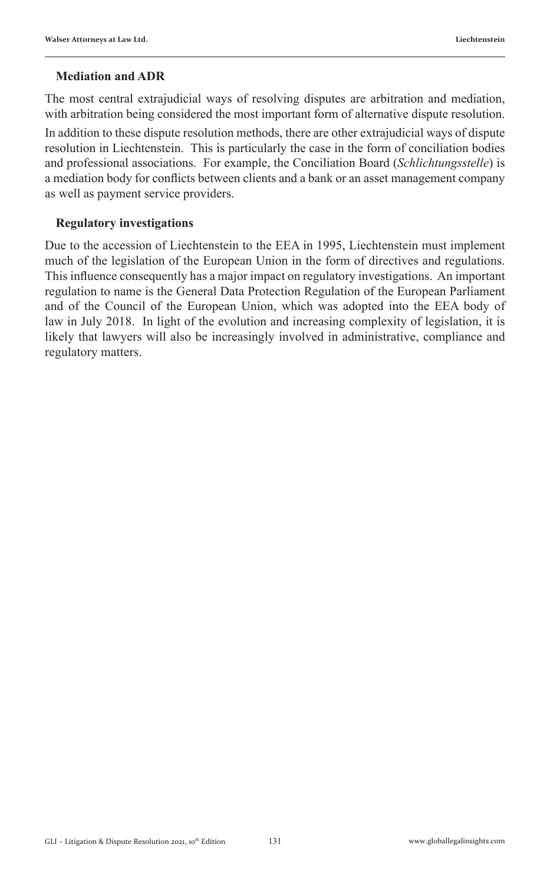### Mediation and ADR

The most central extrajudicial ways of resolving disputes are arbitration and mediation, with arbitration being considered the most important form of alternative dispute resolution.

In addition to these dispute resolution methods, there are other extrajudicial ways of dispute resolution in Liechtenstein. This is particularly the case in the form of conciliation bodies and professional associations. For example, the Conciliation Board (*Schlichtungsstelle*) is a mediation body for conflicts between clients and a bank or an asset management company as well as payment service providers.

### Regulatory investigations

Due to the accession of Liechtenstein to the EEA in 1995, Liechtenstein must implement much of the legislation of the European Union in the form of directives and regulations. This influence consequently has a major impact on regulatory investigations. An important regulation to name is the General Data Protection Regulation of the European Parliament and of the Council of the European Union, which was adopted into the EEA body of law in July 2018. In light of the evolution and increasing complexity of legislation, it is likely that lawyers will also be increasingly involved in administrative, compliance and regulatory matters.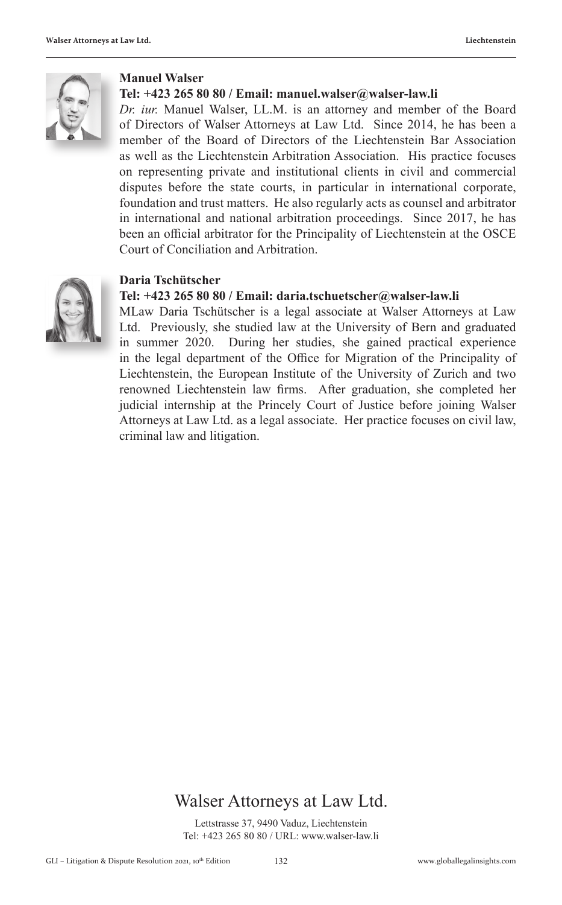**Manuel Walser**

**Tel: +423 265 80 80 / Email: manuel.walser@walser-law.li**

*Dr. iur.* Manuel Walser, LL.M. is an attorney and member of the Board of Directors of Walser Attorneys at Law Ltd. Since 2014, he has been a member of the Board of Directors of the Liechtenstein Bar Association as well as the Liechtenstein Arbitration Association. His practice focuses on representing private and institutional clients in civil and commercial disputes before the state courts, in particular in international corporate, foundation and trust matters. He also regularly acts as counsel and arbitrator in international and national arbitration proceedings. Since 2017, he has been an official arbitrator for the Principality of Liechtenstein at the OSCE Court of Conciliation and Arbitration.

**Daria Tschütscher**

**Tel: +423 265 80 80 / Email: daria.tschuetscher@walser-law.li**

MLaw Daria Tschütscher is a legal associate at Walser Attorneys at Law Ltd. Previously, she studied law at the University of Bern and graduated in summer 2020. During her studies, she gained practical experience in the legal department of the Office for Migration of the Principality of Liechtenstein, the European Institute of the University of Zurich and two renowned Liechtenstein law firms. After graduation, she completed her judicial internship at the Princely Court of Justice before joining Walser Attorneys at Law Ltd. as a legal associate. Her practice focuses on civil law, criminal law and litigation.

## Walser Attorneys at Law Ltd.

Lettstrasse 37, 9490 Vaduz, Liechtenstein
Tel: +423 265 80 80 / URL: www.walser-law.li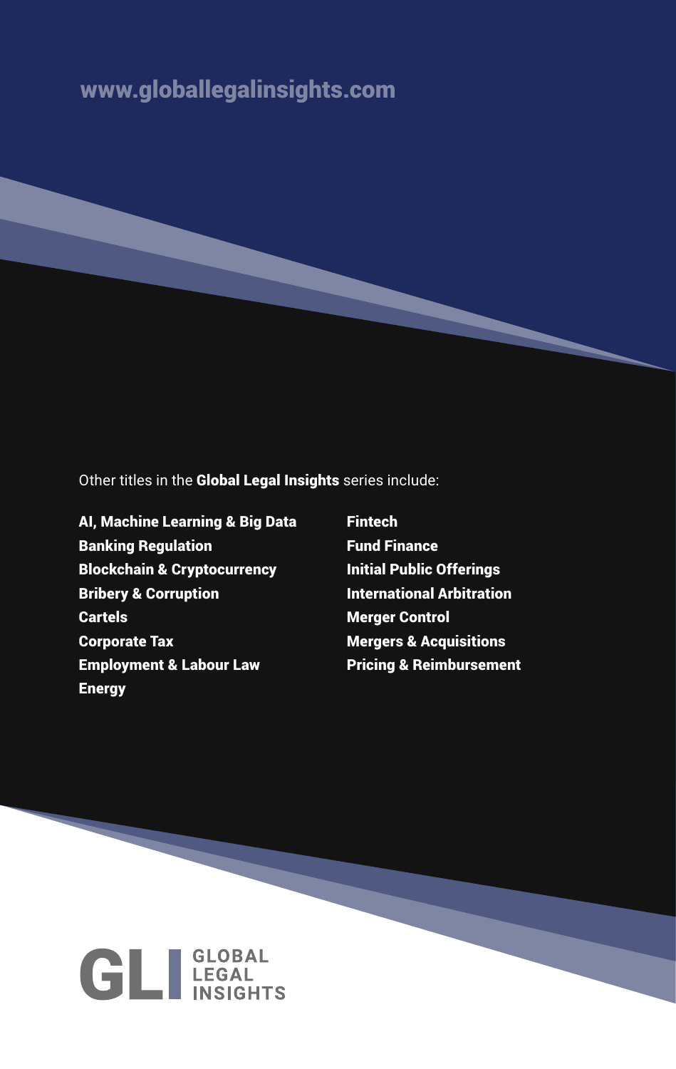www.globallegalinsights.com

Other titles in the **Global Legal Insights** series include:

**AI, Machine Learning & Big Data**
**Banking Regulation**
**Blockchain & Cryptocurrency**
**Bribery & Corruption**
**Cartels**
**Corporate Tax**
**Employment & Labour Law**
**Energy**
**Fintech**
**Fund Finance**
**Initial Public Offerings**
**International Arbitration**
**Merger Control**
**Mergers & Acquisitions**
**Pricing & Reimbursement**

GLI GLOBAL LEGAL INSIGHTS